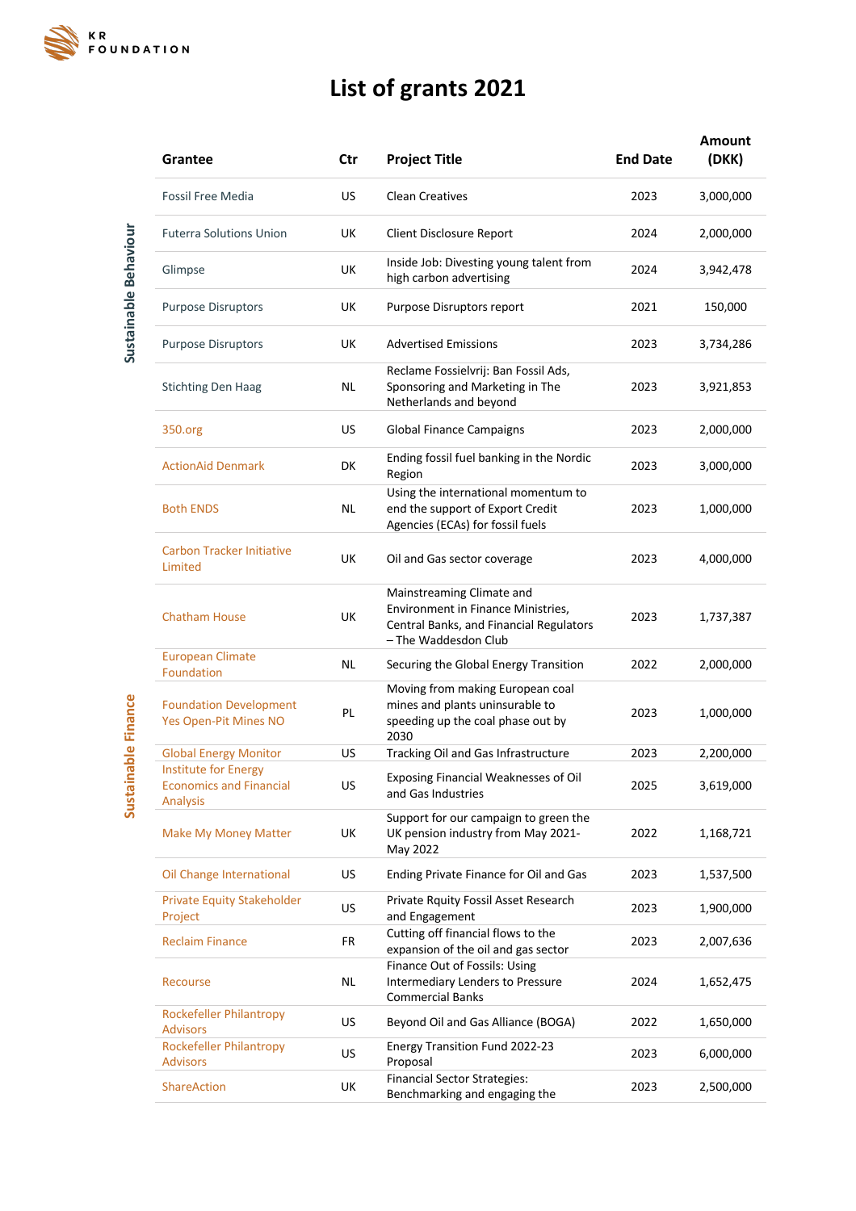KR FOUNDATION

# List of grants 2021

| | Grantee | Ctr | Project Title | End Date | Amount (DKK) |
|---|---|---|---|---|---|
| Sustainable Behaviour | Fossil Free Media | US | Clean Creatives | 2023 | 3,000,000 |
| | Futerra Solutions Union | UK | Client Disclosure Report | 2024 | 2,000,000 |
| | Glimpse | UK | Inside Job: Divesting young talent from high carbon advertising | 2024 | 3,942,478 |
| | Purpose Disruptors | UK | Purpose Disruptors report | 2021 | 150,000 |
| | Purpose Disruptors | UK | Advertised Emissions | 2023 | 3,734,286 |
| | Stichting Den Haag | NL | Reclame Fossielvrij: Ban Fossil Ads, Sponsoring and Marketing in The Netherlands and beyond | 2023 | 3,921,853 |
| Sustainable Finance | 350.org | US | Global Finance Campaigns | 2023 | 2,000,000 |
| | ActionAid Denmark | DK | Ending fossil fuel banking in the Nordic Region | 2023 | 3,000,000 |
| | Both ENDS | NL | Using the international momentum to end the support of Export Credit Agencies (ECAs) for fossil fuels | 2023 | 1,000,000 |
| | Carbon Tracker Initiative Limited | UK | Oil and Gas sector coverage | 2023 | 4,000,000 |
| | Chatham House | UK | Mainstreaming Climate and Environment in Finance Ministries, Central Banks, and Financial Regulators – The Waddesdon Club | 2023 | 1,737,387 |
| | European Climate Foundation | NL | Securing the Global Energy Transition | 2022 | 2,000,000 |
| | Foundation Development Yes Open-Pit Mines NO | PL | Moving from making European coal mines and plants uninsurable to speeding up the coal phase out by 2030 | 2023 | 1,000,000 |
| | Global Energy Monitor | US | Tracking Oil and Gas Infrastructure | 2023 | 2,200,000 |
| | Institute for Energy Economics and Financial Analysis | US | Exposing Financial Weaknesses of Oil and Gas Industries | 2025 | 3,619,000 |
| | Make My Money Matter | UK | Support for our campaign to green the UK pension industry from May 2021-May 2022 | 2022 | 1,168,721 |
| | Oil Change International | US | Ending Private Finance for Oil and Gas | 2023 | 1,537,500 |
| | Private Equity Stakeholder Project | US | Private Rquity Fossil Asset Research and Engagement | 2023 | 1,900,000 |
| | Reclaim Finance | FR | Cutting off financial flows to the expansion of the oil and gas sector | 2023 | 2,007,636 |
| | Recourse | NL | Finance Out of Fossils: Using Intermediary Lenders to Pressure Commercial Banks | 2024 | 1,652,475 |
| | Rockefeller Philantropy Advisors | US | Beyond Oil and Gas Alliance (BOGA) | 2022 | 1,650,000 |
| | Rockefeller Philantropy Advisors | US | Energy Transition Fund 2022-23 Proposal | 2023 | 6,000,000 |
| | ShareAction | UK | Financial Sector Strategies: Benchmarking and engaging the | 2023 | 2,500,000 |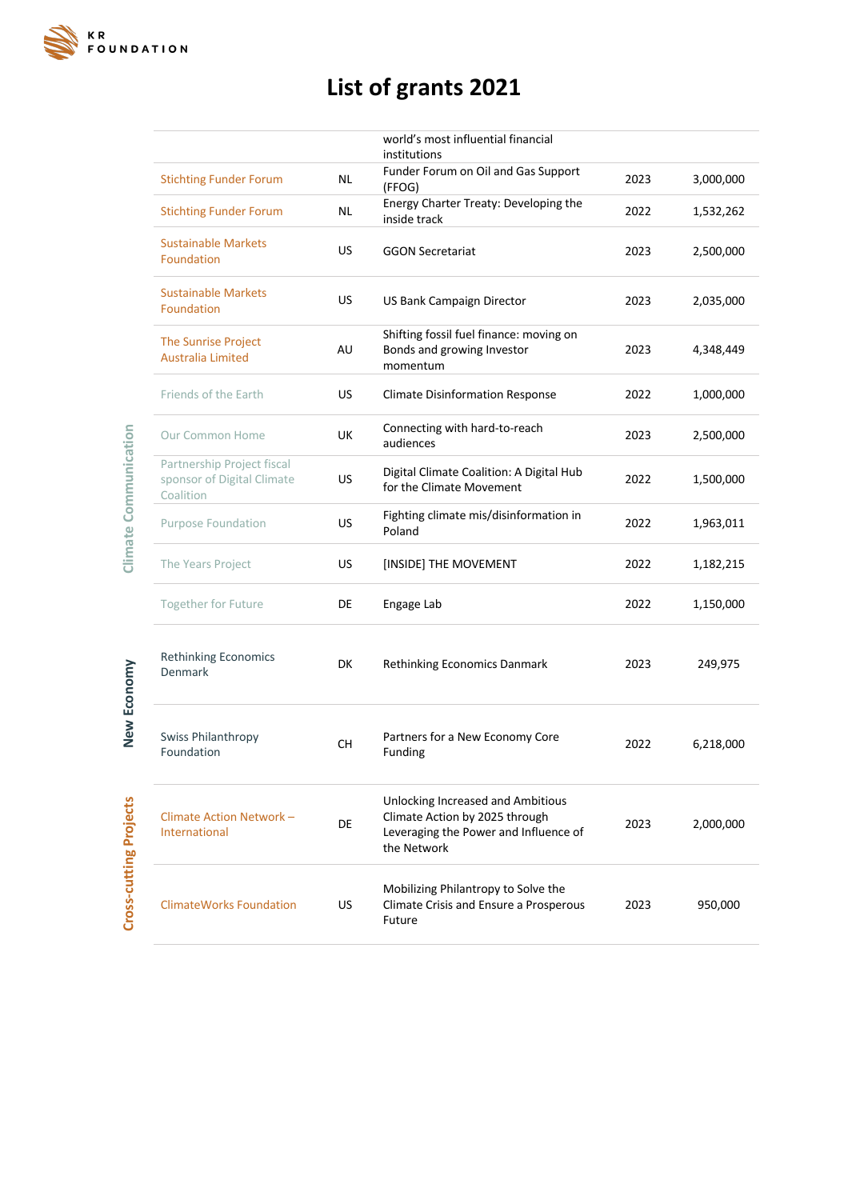# List of grants 2021

| | | | | | |
|---|---|---|---|---|---|
| | | | world's most influential financial institutions | | |
| | Stichting Funder Forum | NL | Funder Forum on Oil and Gas Support (FFOG) | 2023 | 3,000,000 |
| | Stichting Funder Forum | NL | Energy Charter Treaty: Developing the inside track | 2022 | 1,532,262 |
| | Sustainable Markets Foundation | US | GGON Secretariat | 2023 | 2,500,000 |
| | Sustainable Markets Foundation | US | US Bank Campaign Director | 2023 | 2,035,000 |
| | The Sunrise Project Australia Limited | AU | Shifting fossil fuel finance: moving on Bonds and growing Investor momentum | 2023 | 4,348,449 |
| Climate Communication | Friends of the Earth | US | Climate Disinformation Response | 2022 | 1,000,000 |
| Climate Communication | Our Common Home | UK | Connecting with hard-to-reach audiences | 2023 | 2,500,000 |
| Climate Communication | Partnership Project fiscal sponsor of Digital Climate Coalition | US | Digital Climate Coalition: A Digital Hub for the Climate Movement | 2022 | 1,500,000 |
| Climate Communication | Purpose Foundation | US | Fighting climate mis/disinformation in Poland | 2022 | 1,963,011 |
| Climate Communication | The Years Project | US | [INSIDE] THE MOVEMENT | 2022 | 1,182,215 |
| Climate Communication | Together for Future | DE | Engage Lab | 2022 | 1,150,000 |
| New Economy | Rethinking Economics Denmark | DK | Rethinking Economics Danmark | 2023 | 249,975 |
| New Economy | Swiss Philanthropy Foundation | CH | Partners for a New Economy Core Funding | 2022 | 6,218,000 |
| Cross-cutting Projects | Climate Action Network – International | DE | Unlocking Increased and Ambitious Climate Action by 2025 through Leveraging the Power and Influence of the Network | 2023 | 2,000,000 |
| Cross-cutting Projects | ClimateWorks Foundation | US | Mobilizing Philanthropy to Solve the Climate Crisis and Ensure a Prosperous Future | 2023 | 950,000 |